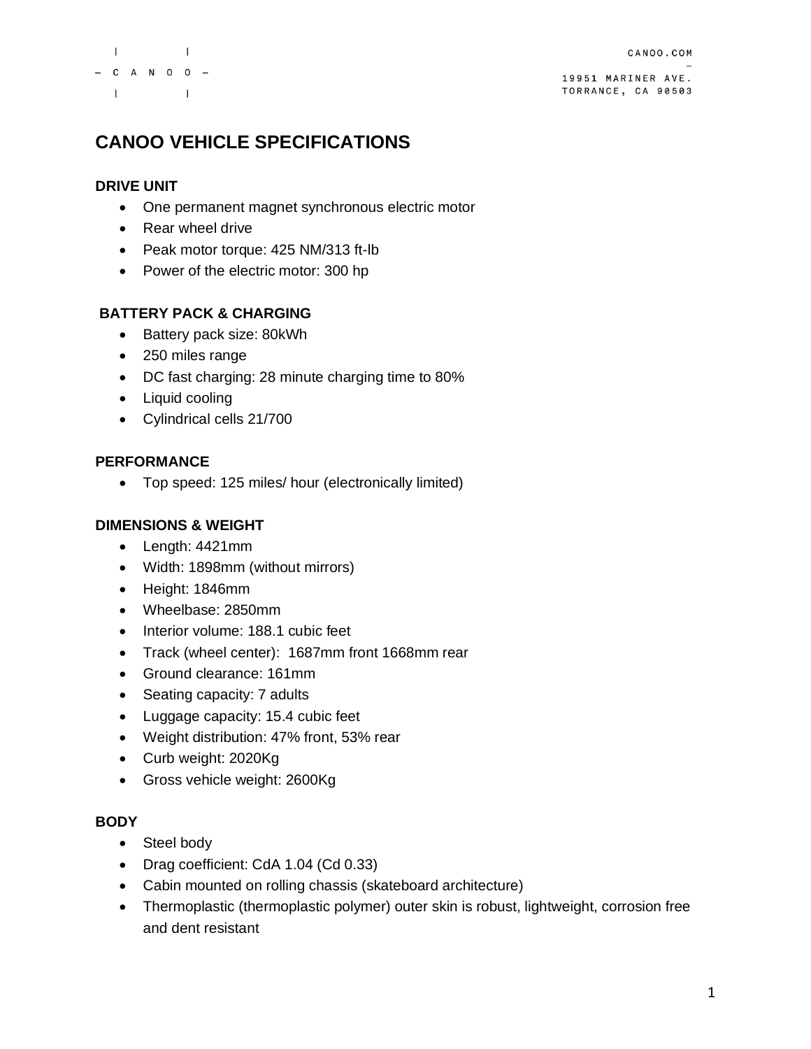CANOO

CANOO.COM

19951 MARINER AVE.
TORRANCE, CA 90503

# CANOO VEHICLE SPECIFICATIONS

### DRIVE UNIT

- One permanent magnet synchronous electric motor
- Rear wheel drive
- Peak motor torque: 425 NM/313 ft-lb
- Power of the electric motor: 300 hp

### BATTERY PACK & CHARGING

- Battery pack size: 80kWh
- 250 miles range
- DC fast charging: 28 minute charging time to 80%
- Liquid cooling
- Cylindrical cells 21/700

### PERFORMANCE

- Top speed: 125 miles/ hour (electronically limited)

### DIMENSIONS & WEIGHT

- Length: 4421mm
- Width: 1898mm (without mirrors)
- Height: 1846mm
- Wheelbase: 2850mm
- Interior volume: 188.1 cubic feet
- Track (wheel center): 1687mm front 1668mm rear
- Ground clearance: 161mm
- Seating capacity: 7 adults
- Luggage capacity: 15.4 cubic feet
- Weight distribution: 47% front, 53% rear
- Curb weight: 2020Kg
- Gross vehicle weight: 2600Kg

### BODY

- Steel body
- Drag coefficient: CdA 1.04 (Cd 0.33)
- Cabin mounted on rolling chassis (skateboard architecture)
- Thermoplastic (thermoplastic polymer) outer skin is robust, lightweight, corrosion free and dent resistant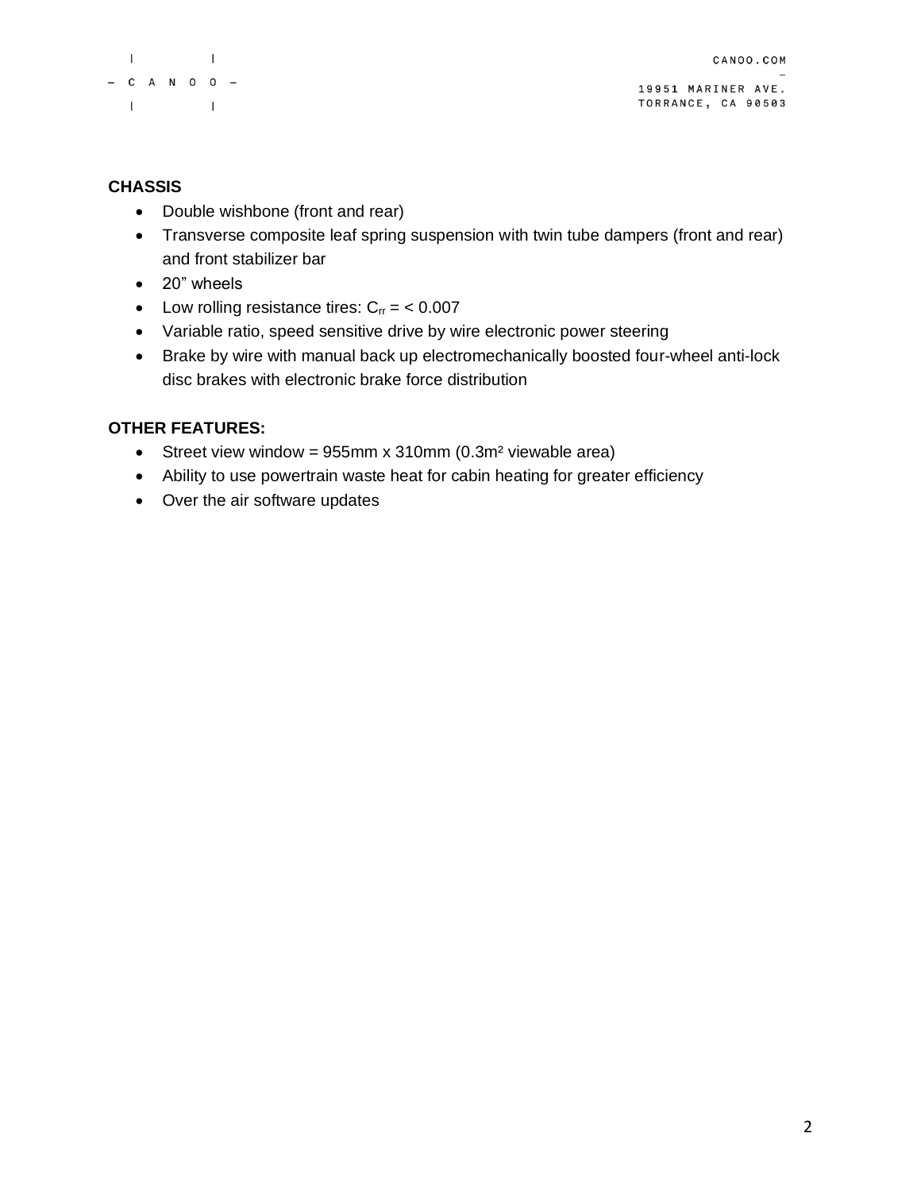**CHASSIS**

- Double wishbone (front and rear)
- Transverse composite leaf spring suspension with twin tube dampers (front and rear) and front stabilizer bar
- 20” wheels
- Low rolling resistance tires: $C_{rr}$ = < 0.007
- Variable ratio, speed sensitive drive by wire electronic power steering
- Brake by wire with manual back up electromechanically boosted four-wheel anti-lock disc brakes with electronic brake force distribution

**OTHER FEATURES:**

- Street view window = 955mm x 310mm (0.3m² viewable area)
- Ability to use powertrain waste heat for cabin heating for greater efficiency
- Over the air software updates